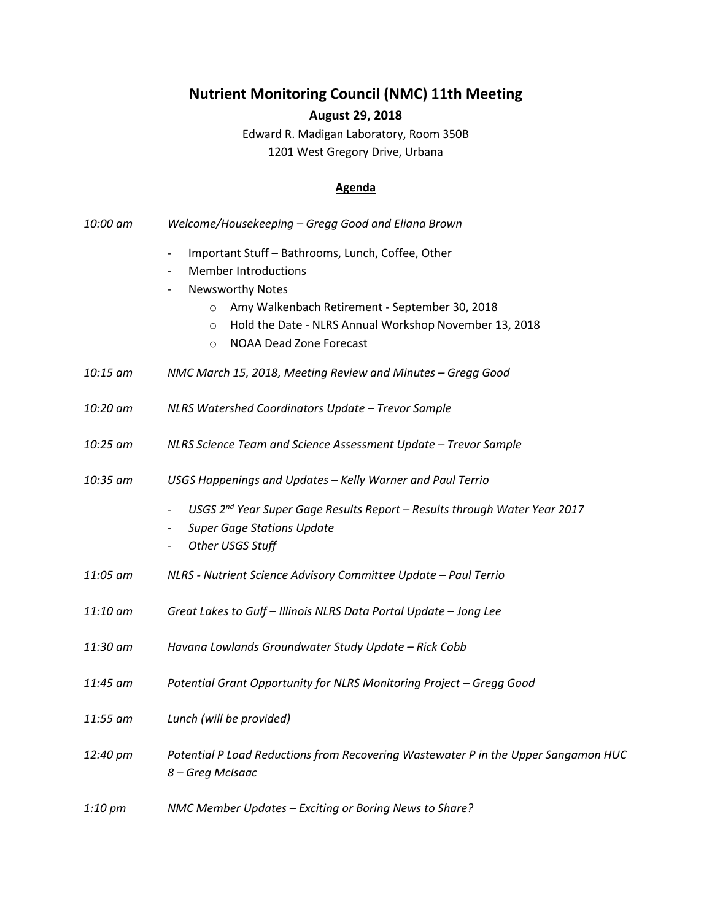# Nutrient Monitoring Council (NMC) 11th Meeting

**August 29, 2018**

Edward R. Madigan Laboratory, Room 350B
1201 West Gregory Drive, Urbana

## Agenda

*10:00 am* *Welcome/Housekeeping – Gregg Good and Eliana Brown*

- Important Stuff – Bathrooms, Lunch, Coffee, Other
- Member Introductions
- Newsworthy Notes
  - Amy Walkenbach Retirement - September 30, 2018
  - Hold the Date - NLRS Annual Workshop November 13, 2018
  - NOAA Dead Zone Forecast

*10:15 am* *NMC March 15, 2018, Meeting Review and Minutes – Gregg Good*

*10:20 am* *NLRS Watershed Coordinators Update – Trevor Sample*

*10:25 am* *NLRS Science Team and Science Assessment Update – Trevor Sample*

*10:35 am* *USGS Happenings and Updates – Kelly Warner and Paul Terrio*

- *USGS 2nd Year Super Gage Results Report – Results through Water Year 2017*
- *Super Gage Stations Update*
- *Other USGS Stuff*

*11:05 am* *NLRS - Nutrient Science Advisory Committee Update – Paul Terrio*

*11:10 am* *Great Lakes to Gulf – Illinois NLRS Data Portal Update – Jong Lee*

*11:30 am* *Havana Lowlands Groundwater Study Update – Rick Cobb*

*11:45 am* *Potential Grant Opportunity for NLRS Monitoring Project – Gregg Good*

*11:55 am* *Lunch (will be provided)*

*12:40 pm* *Potential P Load Reductions from Recovering Wastewater P in the Upper Sangamon HUC 8 – Greg McIsaac*

*1:10 pm* *NMC Member Updates – Exciting or Boring News to Share?*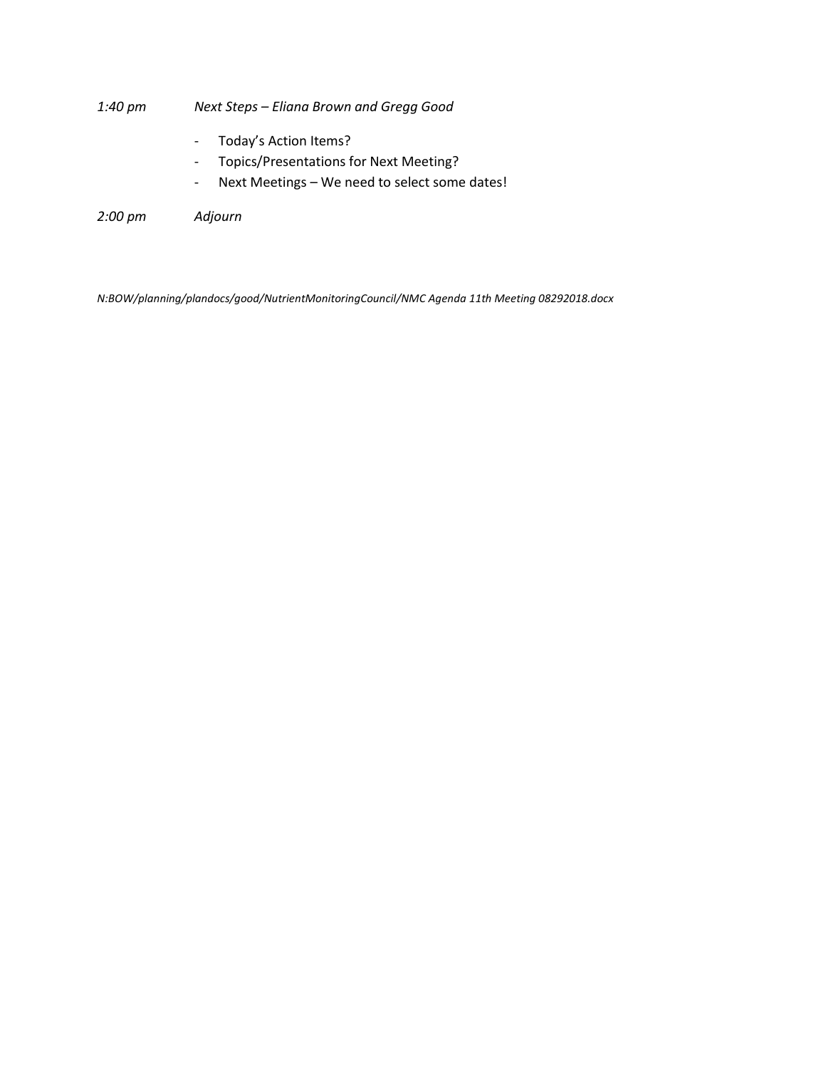*1:40 pm Next Steps – Eliana Brown and Gregg Good*

- Today's Action Items?
- Topics/Presentations for Next Meeting?
- Next Meetings – We need to select some dates!

*2:00 pm Adjourn*

*N:BOW/planning/plandocs/good/NutrientMonitoringCouncil/NMC Agenda 11th Meeting 08292018.docx*